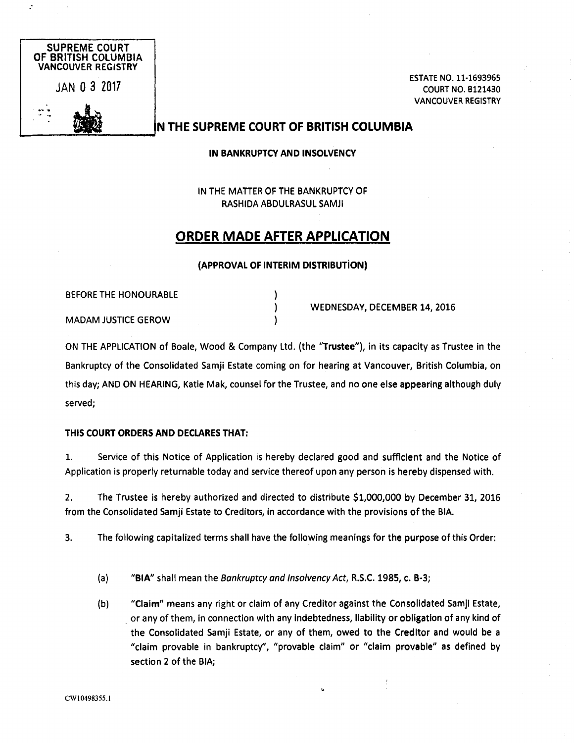SUPREME COURT
OF BRITISH COLUMBIA
VANCOUVER REGISTRY

JAN 03 2017

ESTATE NO. 11-1693965
COURT NO. B121430
VANCOUVER REGISTRY

# IN THE SUPREME COURT OF BRITISH COLUMBIA

**IN BANKRUPTCY AND INSOLVENCY**

IN THE MATTER OF THE BANKRUPTCY OF
RASHIDA ABDULRASUL SAMJI

## ORDER MADE AFTER APPLICATION

**(APPROVAL OF INTERIM DISTRIBUTION)**

| | | |
|---|---|---|
| BEFORE THE HONOURABLE | ) | |
| | ) | WEDNESDAY, DECEMBER 14, 2016 |
| MADAM JUSTICE GEROW | ) | |

ON THE APPLICATION of Boale, Wood & Company Ltd. (the "**Trustee**"), in its capacity as Trustee in the Bankruptcy of the Consolidated Samji Estate coming on for hearing at Vancouver, British Columbia, on this day; AND ON HEARING, Katie Mak, counsel for the Trustee, and no one else appearing although duly served;

**THIS COURT ORDERS AND DECLARES THAT:**

1. Service of this Notice of Application is hereby declared good and sufficient and the Notice of Application is properly returnable today and service thereof upon any person is hereby dispensed with.

2. The Trustee is hereby authorized and directed to distribute $1,000,000 by December 31, 2016 from the Consolidated Samji Estate to Creditors, in accordance with the provisions of the BIA.

3. The following capitalized terms shall have the following meanings for the purpose of this Order:

   (a) "**BIA**" shall mean the *Bankruptcy and Insolvency Act*, R.S.C. 1985, c. B-3;

   (b) "**Claim**" means any right or claim of any Creditor against the Consolidated Samji Estate, or any of them, in connection with any indebtedness, liability or obligation of any kind of the Consolidated Samji Estate, or any of them, owed to the Creditor and would be a "claim provable in bankruptcy", "provable claim" or "claim provable" as defined by section 2 of the BIA;

CW10498355.1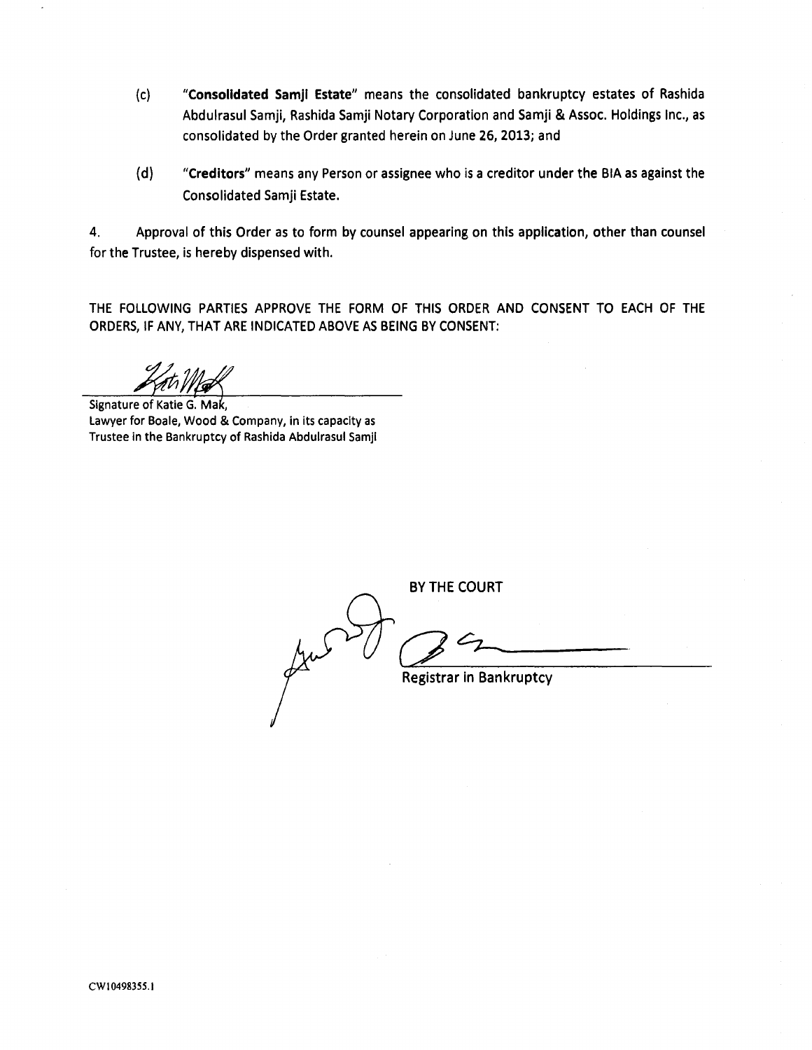(c) "**Consolidated Samji Estate**" means the consolidated bankruptcy estates of Rashida Abdulrasul Samji, Rashida Samji Notary Corporation and Samji & Assoc. Holdings Inc., as consolidated by the Order granted herein on June 26, 2013; and

(d) "**Creditors**" means any Person or assignee who is a creditor under the BIA as against the Consolidated Samji Estate.

4. Approval of this Order as to form by counsel appearing on this application, other than counsel for the Trustee, is hereby dispensed with.

THE FOLLOWING PARTIES APPROVE THE FORM OF THIS ORDER AND CONSENT TO EACH OF THE ORDERS, IF ANY, THAT ARE INDICATED ABOVE AS BEING BY CONSENT:

Signature of Katie G. Mak,
Lawyer for Boale, Wood & Company, in its capacity as Trustee in the Bankruptcy of Rashida Abdulrasul Samji

BY THE COURT

Registrar in Bankruptcy

CW10498355.1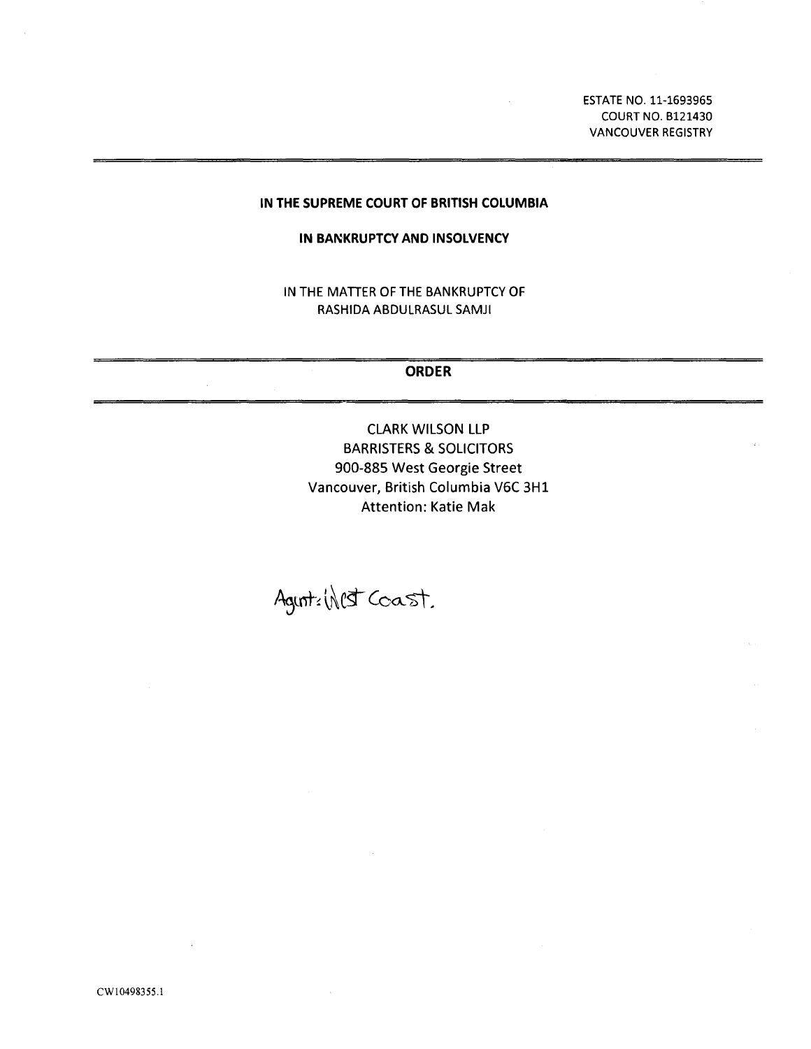ESTATE NO. 11-1693965
COURT NO. B121430
VANCOUVER REGISTRY

---

**IN THE SUPREME COURT OF BRITISH COLUMBIA**

**IN BANKRUPTCY AND INSOLVENCY**

IN THE MATTER OF THE BANKRUPTCY OF
RASHIDA ABDULRASUL SAMJI

---

**ORDER**

---

CLARK WILSON LLP
BARRISTERS & SOLICITORS
900-885 West Georgie Street
Vancouver, British Columbia V6C 3H1
Attention: Katie Mak

Agent: West Coast.

CW10498355.1